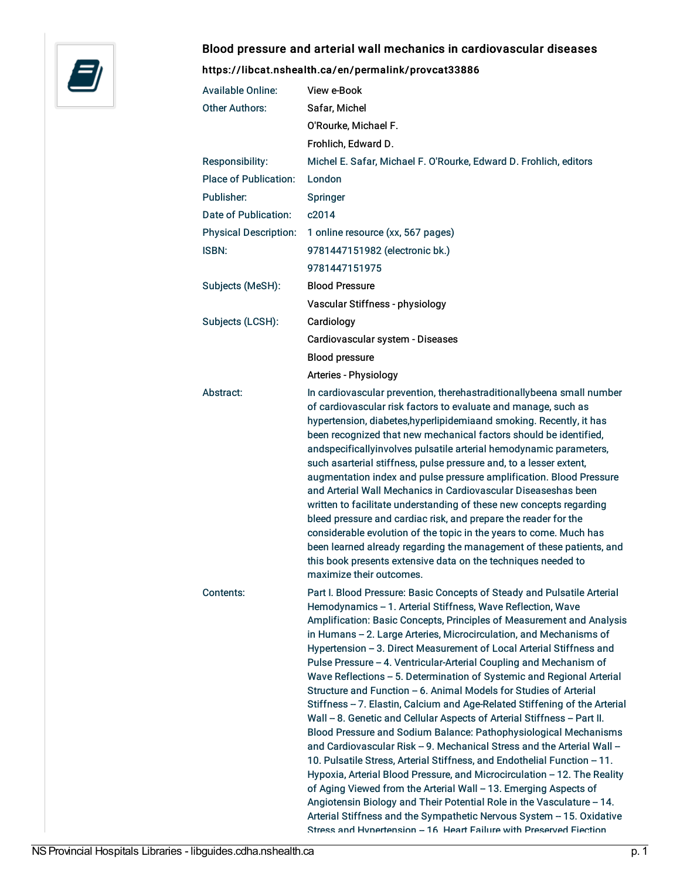# Blood pressure and arterial wall mechanics in cardiovascular diseases

**https://libcat.nshealth.ca/en/permalink/provcat33886**

| | |
|---|---|
| Available Online: | View e-Book |
| Other Authors: | Safar, Michel |
| | O'Rourke, Michael F. |
| | Frohlich, Edward D. |
| Responsibility: | Michel E. Safar, Michael F. O'Rourke, Edward D. Frohlich, editors |
| Place of Publication: | London |
| Publisher: | Springer |
| Date of Publication: | c2014 |
| Physical Description: | 1 online resource (xx, 567 pages) |
| ISBN: | 9781447151982 (electronic bk.) |
| | 9781447151975 |
| Subjects (MeSH): | Blood Pressure |
| | Vascular Stiffness - physiology |
| Subjects (LCSH): | Cardiology |
| | Cardiovascular system - Diseases |
| | Blood pressure |
| | Arteries - Physiology |
| Abstract: | In cardiovascular prevention, therehastraditionallybeena small number of cardiovascular risk factors to evaluate and manage, such as hypertension, diabetes,hyperlipidemiaand smoking. Recently, it has been recognized that new mechanical factors should be identified, andspecificallyinvolves pulsatile arterial hemodynamic parameters, such asarterial stiffness, pulse pressure and, to a lesser extent, augmentation index and pulse pressure amplification. Blood Pressure and Arterial Wall Mechanics in Cardiovascular Diseaseshas been written to facilitate understanding of these new concepts regarding bleed pressure and cardiac risk, and prepare the reader for the considerable evolution of the topic in the years to come. Much has been learned already regarding the management of these patients, and this book presents extensive data on the techniques needed to maximize their outcomes. |
| Contents: | Part I. Blood Pressure: Basic Concepts of Steady and Pulsatile Arterial Hemodynamics -- 1. Arterial Stiffness, Wave Reflection, Wave Amplification: Basic Concepts, Principles of Measurement and Analysis in Humans -- 2. Large Arteries, Microcirculation, and Mechanisms of Hypertension -- 3. Direct Measurement of Local Arterial Stiffness and Pulse Pressure -- 4. Ventricular-Arterial Coupling and Mechanism of Wave Reflections -- 5. Determination of Systemic and Regional Arterial Structure and Function -- 6. Animal Models for Studies of Arterial Stiffness -- 7. Elastin, Calcium and Age-Related Stiffening of the Arterial Wall -- 8. Genetic and Cellular Aspects of Arterial Stiffness -- Part II. Blood Pressure and Sodium Balance: Pathophysiological Mechanisms and Cardiovascular Risk -- 9. Mechanical Stress and the Arterial Wall -- 10. Pulsatile Stress, Arterial Stiffness, and Endothelial Function -- 11. Hypoxia, Arterial Blood Pressure, and Microcirculation -- 12. The Reality of Aging Viewed from the Arterial Wall -- 13. Emerging Aspects of Angiotensin Biology and Their Potential Role in the Vasculature -- 14. Arterial Stiffness and the Sympathetic Nervous System -- 15. Oxidative Stress and Hypertension -- 16. Heart Failure with Preserved Ejection |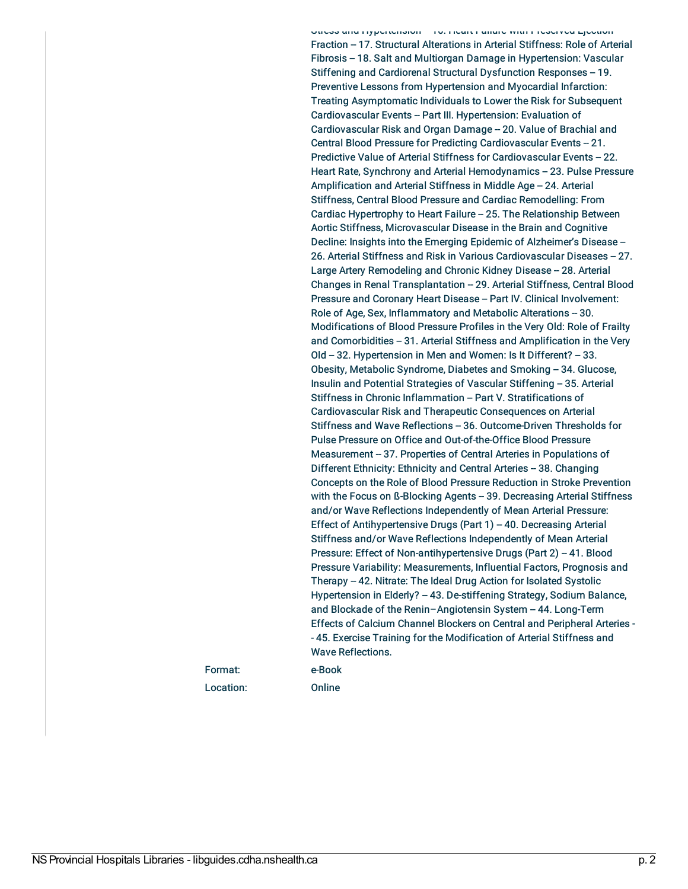Stress and Hypertension -- 16. Heart Failure with Preserved Ejection Fraction -- 17. Structural Alterations in Arterial Stiffness: Role of Arterial Fibrosis -- 18. Salt and Multiorgan Damage in Hypertension: Vascular Stiffening and Cardiorenal Structural Dysfunction Responses -- 19. Preventive Lessons from Hypertension and Myocardial Infarction: Treating Asymptomatic Individuals to Lower the Risk for Subsequent Cardiovascular Events -- Part III. Hypertension: Evaluation of Cardiovascular Risk and Organ Damage -- 20. Value of Brachial and Central Blood Pressure for Predicting Cardiovascular Events -- 21. Predictive Value of Arterial Stiffness for Cardiovascular Events -- 22. Heart Rate, Synchrony and Arterial Hemodynamics -- 23. Pulse Pressure Amplification and Arterial Stiffness in Middle Age -- 24. Arterial Stiffness, Central Blood Pressure and Cardiac Remodelling: From Cardiac Hypertrophy to Heart Failure -- 25. The Relationship Between Aortic Stiffness, Microvascular Disease in the Brain and Cognitive Decline: Insights into the Emerging Epidemic of Alzheimer's Disease -- 26. Arterial Stiffness and Risk in Various Cardiovascular Diseases -- 27. Large Artery Remodeling and Chronic Kidney Disease -- 28. Arterial Changes in Renal Transplantation -- 29. Arterial Stiffness, Central Blood Pressure and Coronary Heart Disease -- Part IV. Clinical Involvement: Role of Age, Sex, Inflammatory and Metabolic Alterations -- 30. Modifications of Blood Pressure Profiles in the Very Old: Role of Frailty and Comorbidities -- 31. Arterial Stiffness and Amplification in the Very Old -- 32. Hypertension in Men and Women: Is It Different? -- 33. Obesity, Metabolic Syndrome, Diabetes and Smoking -- 34. Glucose, Insulin and Potential Strategies of Vascular Stiffening -- 35. Arterial Stiffness in Chronic Inflammation -- Part V. Stratifications of Cardiovascular Risk and Therapeutic Consequences on Arterial Stiffness and Wave Reflections -- 36. Outcome-Driven Thresholds for Pulse Pressure on Office and Out-of-the-Office Blood Pressure Measurement -- 37. Properties of Central Arteries in Populations of Different Ethnicity: Ethnicity and Central Arteries -- 38. Changing Concepts on the Role of Blood Pressure Reduction in Stroke Prevention with the Focus on ß-Blocking Agents -- 39. Decreasing Arterial Stiffness and/or Wave Reflections Independently of Mean Arterial Pressure: Effect of Antihypertensive Drugs (Part 1) -- 40. Decreasing Arterial Stiffness and/or Wave Reflections Independently of Mean Arterial Pressure: Effect of Non-antihypertensive Drugs (Part 2) -- 41. Blood Pressure Variability: Measurements, Influential Factors, Prognosis and Therapy -- 42. Nitrate: The Ideal Drug Action for Isolated Systolic Hypertension in Elderly? -- 43. De-stiffening Strategy, Sodium Balance, and Blockade of the Renin–Angiotensin System -- 44. Long-Term Effects of Calcium Channel Blockers on Central and Peripheral Arteries -- 45. Exercise Training for the Modification of Arterial Stiffness and Wave Reflections.

Format: e-Book

Location: Online